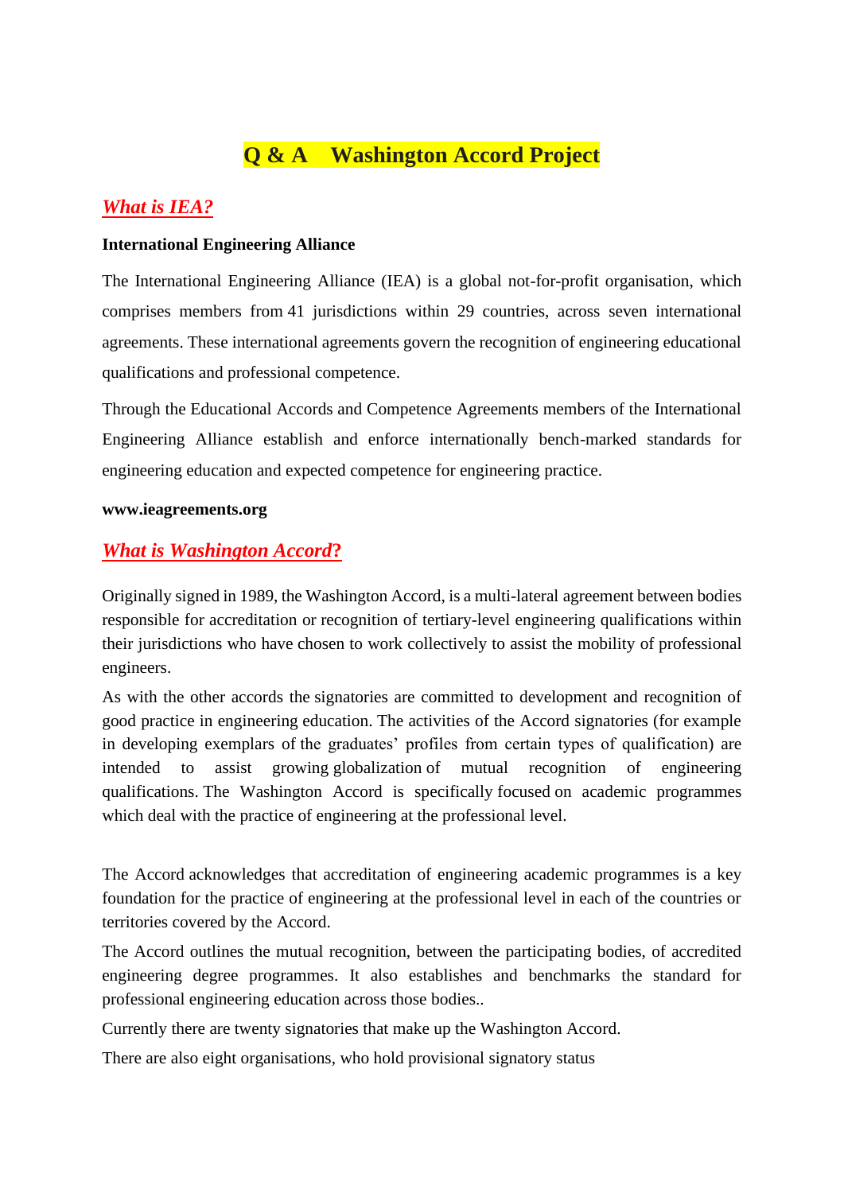# Q & A Washington Accord Project

## *What is IEA?*

**International Engineering Alliance**

The International Engineering Alliance (IEA) is a global not-for-profit organisation, which comprises members from 41 jurisdictions within 29 countries, across seven international agreements. These international agreements govern the recognition of engineering educational qualifications and professional competence.

Through the Educational Accords and Competence Agreements members of the International Engineering Alliance establish and enforce internationally bench-marked standards for engineering education and expected competence for engineering practice.

**www.ieagreements.org**

## *What is Washington Accord?*

Originally signed in 1989, the Washington Accord, is a multi-lateral agreement between bodies responsible for accreditation or recognition of tertiary-level engineering qualifications within their jurisdictions who have chosen to work collectively to assist the mobility of professional engineers.

As with the other accords the signatories are committed to development and recognition of good practice in engineering education. The activities of the Accord signatories (for example in developing exemplars of the graduates' profiles from certain types of qualification) are intended to assist growing globalization of mutual recognition of engineering qualifications. The Washington Accord is specifically focused on academic programmes which deal with the practice of engineering at the professional level.

The Accord acknowledges that accreditation of engineering academic programmes is a key foundation for the practice of engineering at the professional level in each of the countries or territories covered by the Accord.

The Accord outlines the mutual recognition, between the participating bodies, of accredited engineering degree programmes. It also establishes and benchmarks the standard for professional engineering education across those bodies..

Currently there are twenty signatories that make up the Washington Accord.

There are also eight organisations, who hold provisional signatory status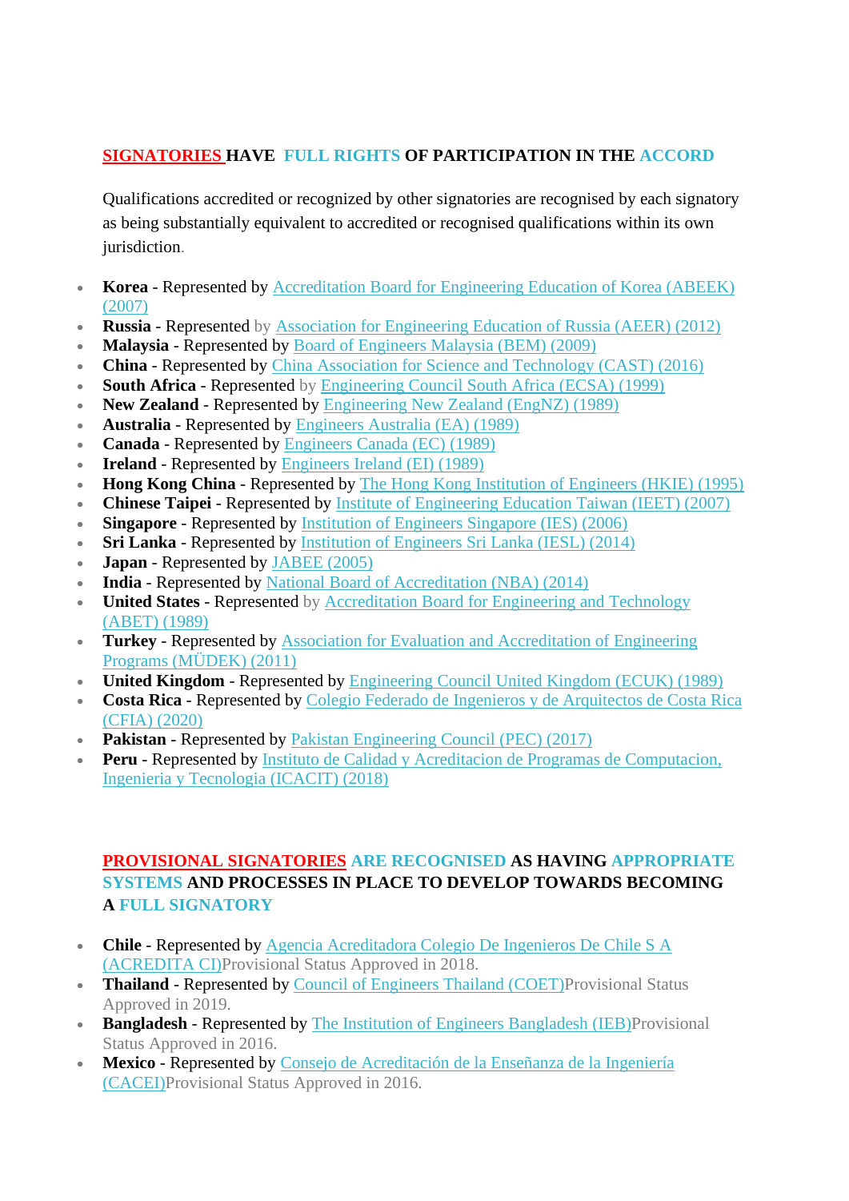## SIGNATORIES HAVE FULL RIGHTS OF PARTICIPATION IN THE ACCORD

Qualifications accredited or recognized by other signatories are recognised by each signatory as being substantially equivalent to accredited or recognised qualifications within its own jurisdiction.

- **Korea** - Represented by Accreditation Board for Engineering Education of Korea (ABEEK) (2007)
- **Russia** - Represented by Association for Engineering Education of Russia (AEER) (2012)
- **Malaysia** - Represented by Board of Engineers Malaysia (BEM) (2009)
- **China** - Represented by China Association for Science and Technology (CAST) (2016)
- **South Africa** - Represented by Engineering Council South Africa (ECSA) (1999)
- **New Zealand** - Represented by Engineering New Zealand (EngNZ) (1989)
- **Australia** - Represented by Engineers Australia (EA) (1989)
- **Canada** - Represented by Engineers Canada (EC) (1989)
- **Ireland** - Represented by Engineers Ireland (EI) (1989)
- **Hong Kong China** - Represented by The Hong Kong Institution of Engineers (HKIE) (1995)
- **Chinese Taipei** - Represented by Institute of Engineering Education Taiwan (IEET) (2007)
- **Singapore** - Represented by Institution of Engineers Singapore (IES) (2006)
- **Sri Lanka** - Represented by Institution of Engineers Sri Lanka (IESL) (2014)
- **Japan** - Represented by JABEE (2005)
- **India** - Represented by National Board of Accreditation (NBA) (2014)
- **United States** - Represented by Accreditation Board for Engineering and Technology (ABET) (1989)
- **Turkey** - Represented by Association for Evaluation and Accreditation of Engineering Programs (MÜDEK) (2011)
- **United Kingdom** - Represented by Engineering Council United Kingdom (ECUK) (1989)
- **Costa Rica** - Represented by Colegio Federado de Ingenieros y de Arquitectos de Costa Rica (CFIA) (2020)
- **Pakistan** - Represented by Pakistan Engineering Council (PEC) (2017)
- **Peru** - Represented by Instituto de Calidad y Acreditacion de Programas de Computacion, Ingenieria y Tecnologia (ICACIT) (2018)

## PROVISIONAL SIGNATORIES ARE RECOGNISED AS HAVING APPROPRIATE SYSTEMS AND PROCESSES IN PLACE TO DEVELOP TOWARDS BECOMING A FULL SIGNATORY

- **Chile** - Represented by Agencia Acreditadora Colegio De Ingenieros De Chile S A (ACREDITA CI)Provisional Status Approved in 2018.
- **Thailand** - Represented by Council of Engineers Thailand (COET)Provisional Status Approved in 2019.
- **Bangladesh** - Represented by The Institution of Engineers Bangladesh (IEB)Provisional Status Approved in 2016.
- **Mexico** - Represented by Consejo de Acreditación de la Enseñanza de la Ingeniería (CACEI)Provisional Status Approved in 2016.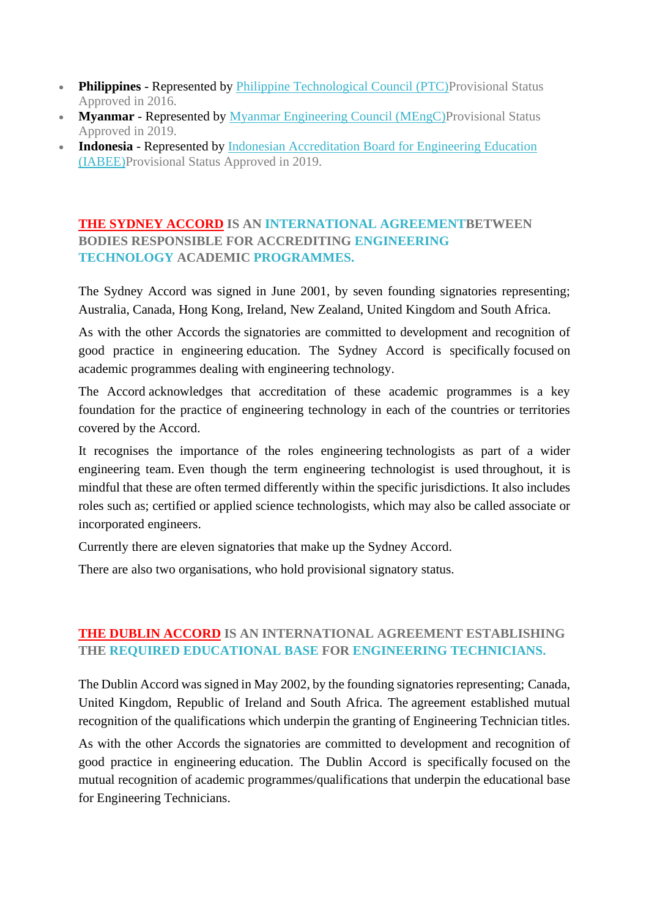- **Philippines** - Represented by Philippine Technological Council (PTC)Provisional Status Approved in 2016.
- **Myanmar** - Represented by Myanmar Engineering Council (MEngC)Provisional Status Approved in 2019.
- **Indonesia** - Represented by Indonesian Accreditation Board for Engineering Education (IABEE)Provisional Status Approved in 2019.

## THE SYDNEY ACCORD IS AN INTERNATIONAL AGREEMENTBETWEEN BODIES RESPONSIBLE FOR ACCREDITING ENGINEERING TECHNOLOGY ACADEMIC PROGRAMMES.

The Sydney Accord was signed in June 2001, by seven founding signatories representing; Australia, Canada, Hong Kong, Ireland, New Zealand, United Kingdom and South Africa.

As with the other Accords the signatories are committed to development and recognition of good practice in engineering education. The Sydney Accord is specifically focused on academic programmes dealing with engineering technology.

The Accord acknowledges that accreditation of these academic programmes is a key foundation for the practice of engineering technology in each of the countries or territories covered by the Accord.

It recognises the importance of the roles engineering technologists as part of a wider engineering team. Even though the term engineering technologist is used throughout, it is mindful that these are often termed differently within the specific jurisdictions. It also includes roles such as; certified or applied science technologists, which may also be called associate or incorporated engineers.

Currently there are eleven signatories that make up the Sydney Accord.

There are also two organisations, who hold provisional signatory status.

## THE DUBLIN ACCORD IS AN INTERNATIONAL AGREEMENT ESTABLISHING THE REQUIRED EDUCATIONAL BASE FOR ENGINEERING TECHNICIANS.

The Dublin Accord was signed in May 2002, by the founding signatories representing; Canada, United Kingdom, Republic of Ireland and South Africa. The agreement established mutual recognition of the qualifications which underpin the granting of Engineering Technician titles.

As with the other Accords the signatories are committed to development and recognition of good practice in engineering education. The Dublin Accord is specifically focused on the mutual recognition of academic programmes/qualifications that underpin the educational base for Engineering Technicians.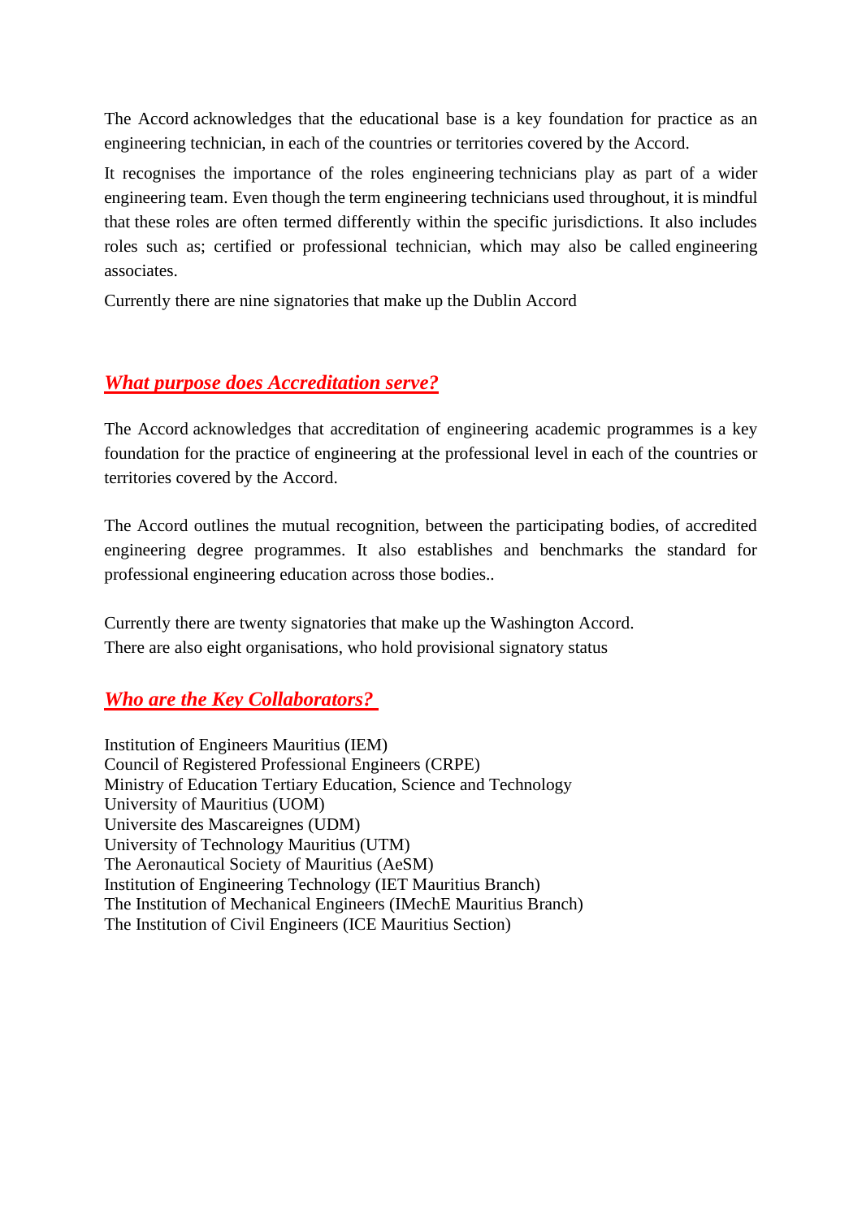The Accord acknowledges that the educational base is a key foundation for practice as an engineering technician, in each of the countries or territories covered by the Accord.

It recognises the importance of the roles engineering technicians play as part of a wider engineering team. Even though the term engineering technicians used throughout, it is mindful that these roles are often termed differently within the specific jurisdictions. It also includes roles such as; certified or professional technician, which may also be called engineering associates.

Currently there are nine signatories that make up the Dublin Accord

## ***What purpose does Accreditation serve?***

The Accord acknowledges that accreditation of engineering academic programmes is a key foundation for the practice of engineering at the professional level in each of the countries or territories covered by the Accord.

The Accord outlines the mutual recognition, between the participating bodies, of accredited engineering degree programmes. It also establishes and benchmarks the standard for professional engineering education across those bodies..

Currently there are twenty signatories that make up the Washington Accord.
There are also eight organisations, who hold provisional signatory status

## ***Who are the Key Collaborators?***

Institution of Engineers Mauritius (IEM)
Council of Registered Professional Engineers (CRPE)
Ministry of Education Tertiary Education, Science and Technology
University of Mauritius (UOM)
Universite des Mascareignes (UDM)
University of Technology Mauritius (UTM)
The Aeronautical Society of Mauritius (AeSM)
Institution of Engineering Technology (IET Mauritius Branch)
The Institution of Mechanical Engineers (IMechE Mauritius Branch)
The Institution of Civil Engineers (ICE Mauritius Section)